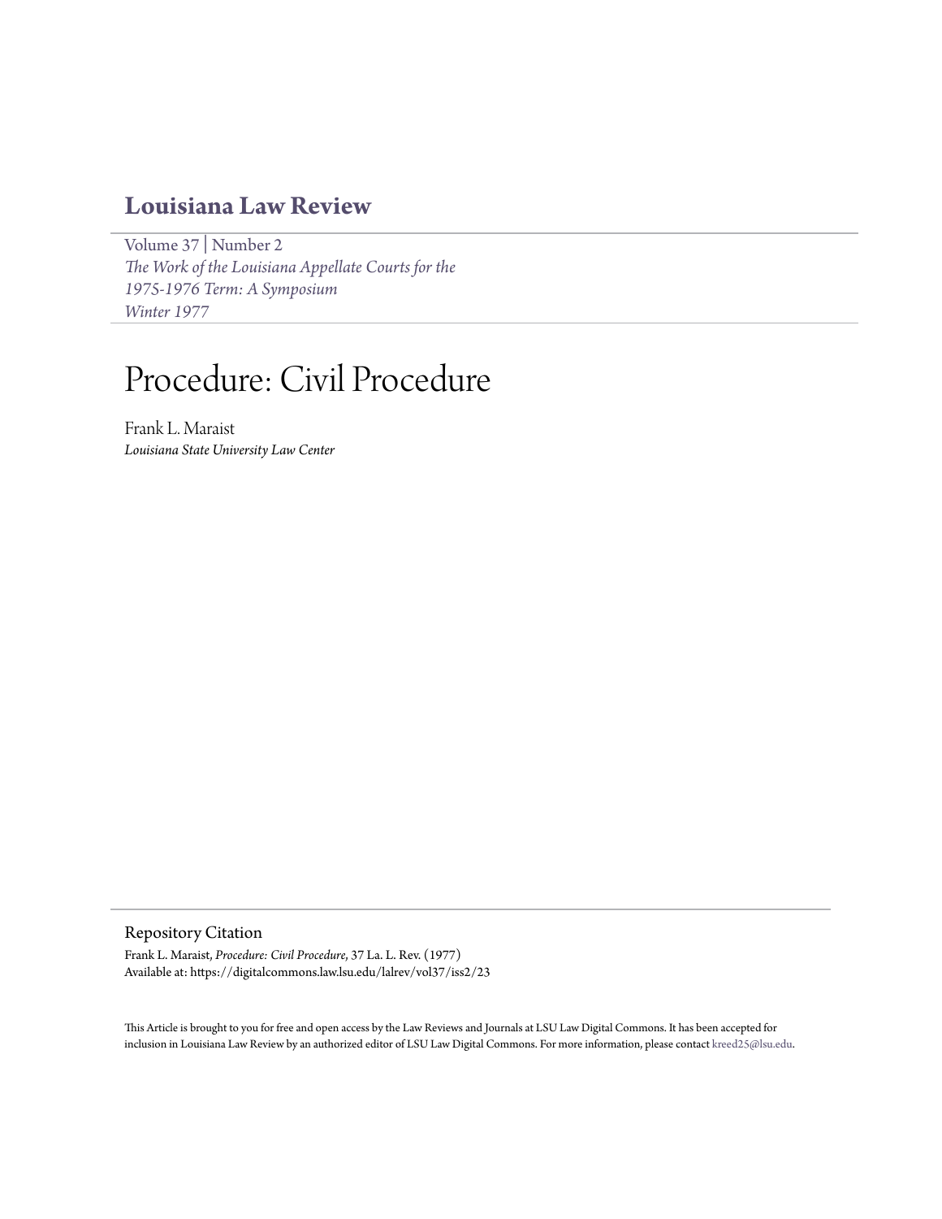# Louisiana Law Review

Volume 37 | Number 2
*The Work of the Louisiana Appellate Courts for the 1975-1976 Term: A Symposium*
*Winter 1977*

# Procedure: Civil Procedure

Frank L. Maraist
*Louisiana State University Law Center*

## Repository Citation

Frank L. Maraist, *Procedure: Civil Procedure*, 37 La. L. Rev. (1977)
Available at: https://digitalcommons.law.lsu.edu/lalrev/vol37/iss2/23

This Article is brought to you for free and open access by the Law Reviews and Journals at LSU Law Digital Commons. It has been accepted for inclusion in Louisiana Law Review by an authorized editor of LSU Law Digital Commons. For more information, please contact kreed25@lsu.edu.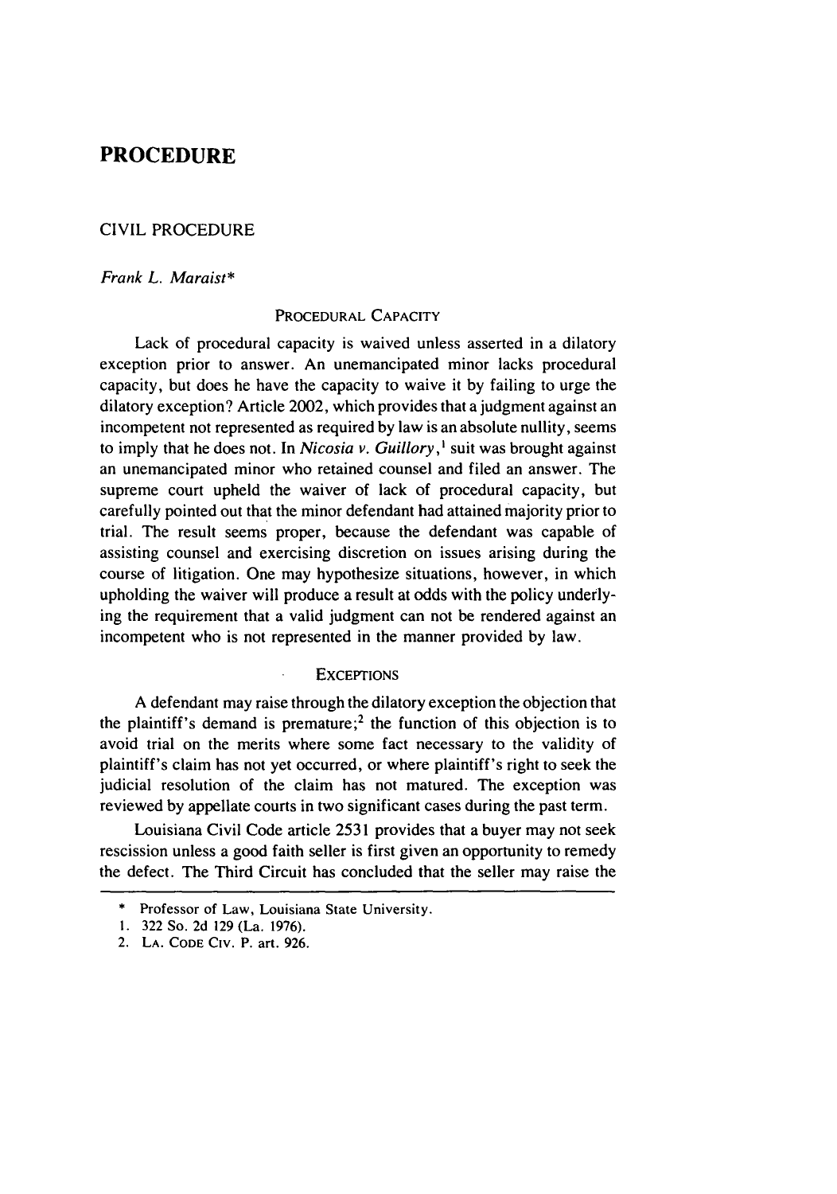# PROCEDURE

## CIVIL PROCEDURE

*Frank L. Maraist\**

### PROCEDURAL CAPACITY

Lack of procedural capacity is waived unless asserted in a dilatory exception prior to answer. An unemancipated minor lacks procedural capacity, but does he have the capacity to waive it by failing to urge the dilatory exception? Article 2002, which provides that a judgment against an incompetent not represented as required by law is an absolute nullity, seems to imply that he does not. In *Nicosia v. Guillory*,[1] suit was brought against an unemancipated minor who retained counsel and filed an answer. The supreme court upheld the waiver of lack of procedural capacity, but carefully pointed out that the minor defendant had attained majority prior to trial. The result seems proper, because the defendant was capable of assisting counsel and exercising discretion on issues arising during the course of litigation. One may hypothesize situations, however, in which upholding the waiver will produce a result at odds with the policy underlying the requirement that a valid judgment can not be rendered against an incompetent who is not represented in the manner provided by law.

### EXCEPTIONS

A defendant may raise through the dilatory exception the objection that the plaintiff's demand is premature;[2] the function of this objection is to avoid trial on the merits where some fact necessary to the validity of plaintiff's claim has not yet occurred, or where plaintiff's right to seek the judicial resolution of the claim has not matured. The exception was reviewed by appellate courts in two significant cases during the past term.

Louisiana Civil Code article 2531 provides that a buyer may not seek rescission unless a good faith seller is first given an opportunity to remedy the defect. The Third Circuit has concluded that the seller may raise the

---

\* Professor of Law, Louisiana State University.

1. 322 So. 2d 129 (La. 1976).

2. LA. CODE CIV. P. art. 926.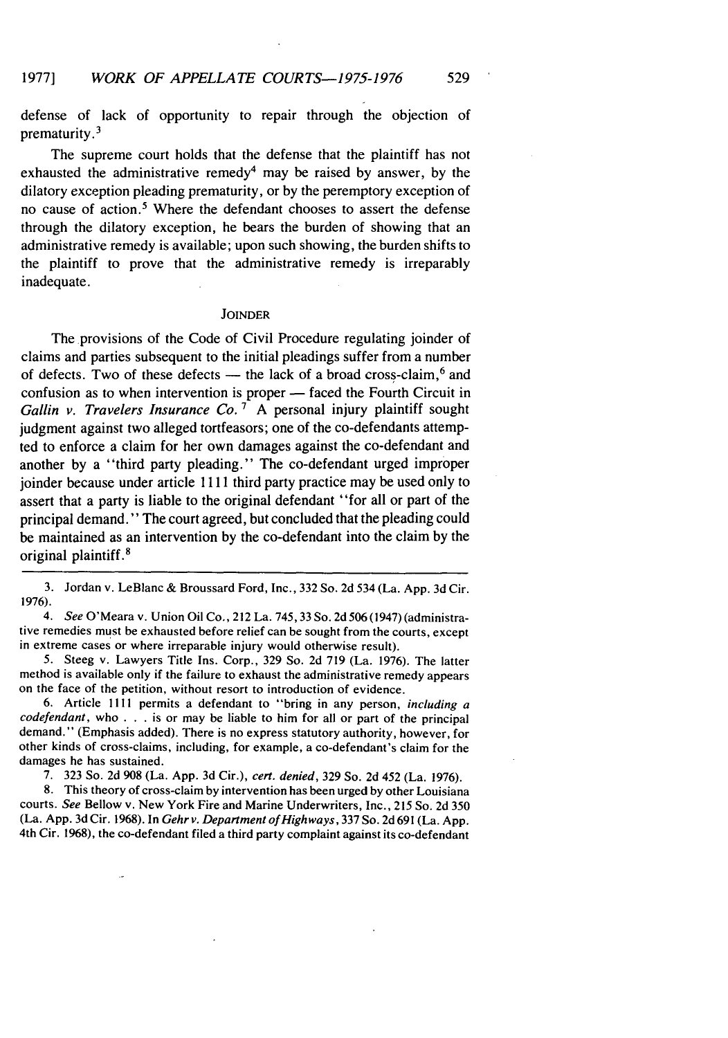defense of lack of opportunity to repair through the objection of prematurity.[3]

The supreme court holds that the defense that the plaintiff has not exhausted the administrative remedy[4] may be raised by answer, by the dilatory exception pleading prematurity, or by the peremptory exception of no cause of action.[5] Where the defendant chooses to assert the defense through the dilatory exception, he bears the burden of showing that an administrative remedy is available; upon such showing, the burden shifts to the plaintiff to prove that the administrative remedy is irreparably inadequate.

## JOINDER

The provisions of the Code of Civil Procedure regulating joinder of claims and parties subsequent to the initial pleadings suffer from a number of defects. Two of these defects — the lack of a broad cross-claim,[6] and confusion as to when intervention is proper — faced the Fourth Circuit in *Gallin v. Travelers Insurance Co.*[7] A personal injury plaintiff sought judgment against two alleged tortfeasors; one of the co-defendants attempted to enforce a claim for her own damages against the co-defendant and another by a "third party pleading." The co-defendant urged improper joinder because under article 1111 third party practice may be used only to assert that a party is liable to the original defendant "for all or part of the principal demand." The court agreed, but concluded that the pleading could be maintained as an intervention by the co-defendant into the claim by the original plaintiff.[8]

---

3. Jordan v. LeBlanc & Broussard Ford, Inc., 332 So. 2d 534 (La. App. 3d Cir. 1976).

4. *See* O'Meara v. Union Oil Co., 212 La. 745, 33 So. 2d 506 (1947) (administrative remedies must be exhausted before relief can be sought from the courts, except in extreme cases or where irreparable injury would otherwise result).

5. Steeg v. Lawyers Title Ins. Corp., 329 So. 2d 719 (La. 1976). The latter method is available only if the failure to exhaust the administrative remedy appears on the face of the petition, without resort to introduction of evidence.

6. Article 1111 permits a defendant to "bring in any person, *including a codefendant*, who . . . is or may be liable to him for all or part of the principal demand." (Emphasis added). There is no express statutory authority, however, for other kinds of cross-claims, including, for example, a co-defendant's claim for the damages he has sustained.

7. 323 So. 2d 908 (La. App. 3d Cir.), *cert. denied*, 329 So. 2d 452 (La. 1976).

8. This theory of cross-claim by intervention has been urged by other Louisiana courts. *See* Bellow v. New York Fire and Marine Underwriters, Inc., 215 So. 2d 350 (La. App. 3d Cir. 1968). In *Gehr v. Department of Highways*, 337 So. 2d 691 (La. App. 4th Cir. 1968), the co-defendant filed a third party complaint against its co-defendant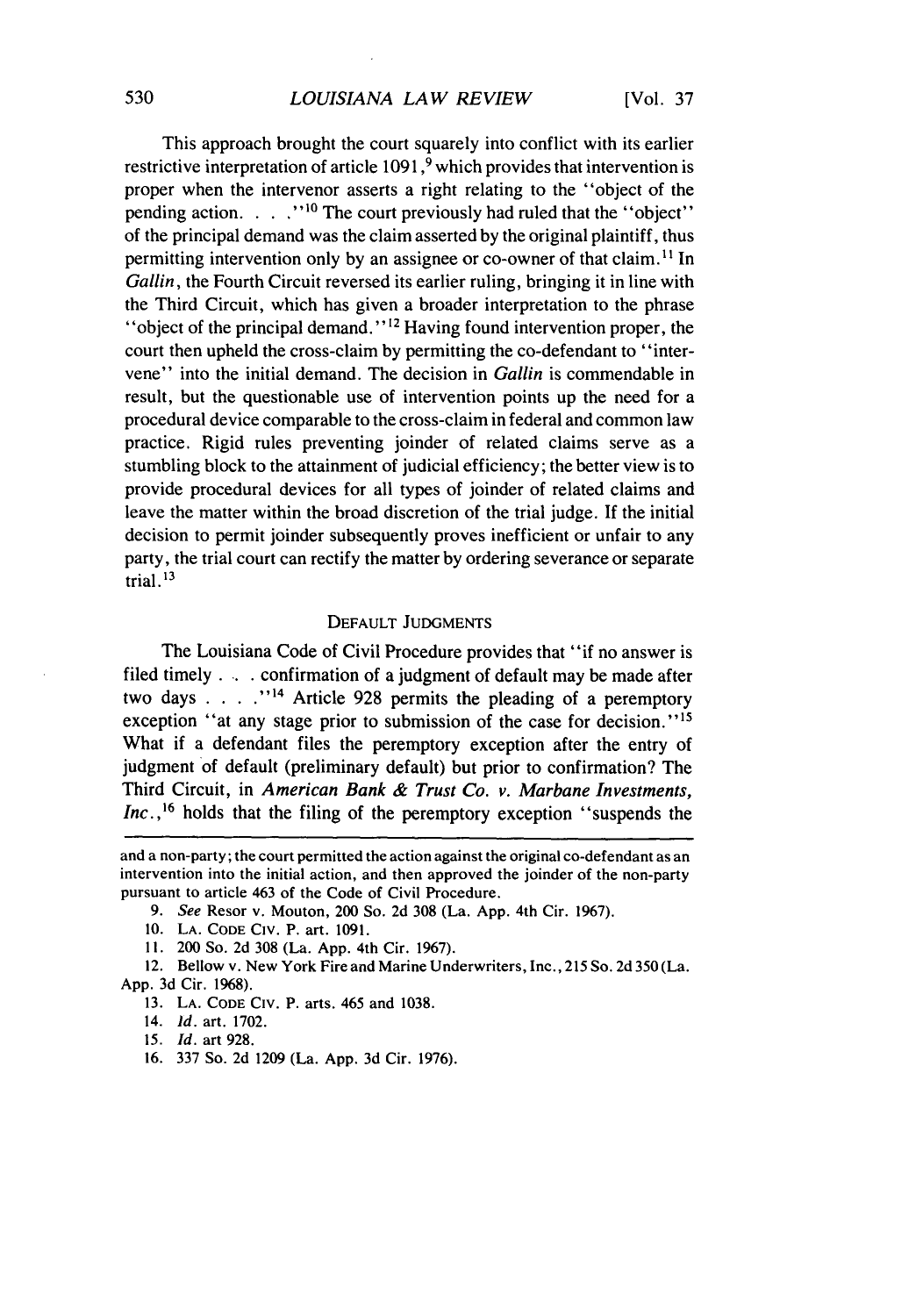This approach brought the court squarely into conflict with its earlier restrictive interpretation of article 1091,[9] which provides that intervention is proper when the intervenor asserts a right relating to the "object of the pending action. . . ."[10] The court previously had ruled that the "object" of the principal demand was the claim asserted by the original plaintiff, thus permitting intervention only by an assignee or co-owner of that claim.[11] In *Gallin*, the Fourth Circuit reversed its earlier ruling, bringing it in line with the Third Circuit, which has given a broader interpretation to the phrase "object of the principal demand."[12] Having found intervention proper, the court then upheld the cross-claim by permitting the co-defendant to "intervene" into the initial demand. The decision in *Gallin* is commendable in result, but the questionable use of intervention points up the need for a procedural device comparable to the cross-claim in federal and common law practice. Rigid rules preventing joinder of related claims serve as a stumbling block to the attainment of judicial efficiency; the better view is to provide procedural devices for all types of joinder of related claims and leave the matter within the broad discretion of the trial judge. If the initial decision to permit joinder subsequently proves inefficient or unfair to any party, the trial court can rectify the matter by ordering severance or separate trial.[13]

## DEFAULT JUDGMENTS

The Louisiana Code of Civil Procedure provides that "if no answer is filed timely . . . confirmation of a judgment of default may be made after two days . . . ."[14] Article 928 permits the pleading of a peremptory exception "at any stage prior to submission of the case for decision."[15] What if a defendant files the peremptory exception after the entry of judgment of default (preliminary default) but prior to confirmation? The Third Circuit, in *American Bank & Trust Co. v. Marbane Investments, Inc.*,[16] holds that the filing of the peremptory exception "suspends the

---

and a non-party; the court permitted the action against the original co-defendant as an intervention into the initial action, and then approved the joinder of the non-party pursuant to article 463 of the Code of Civil Procedure.

9. *See* Resor v. Mouton, 200 So. 2d 308 (La. App. 4th Cir. 1967).

10. LA. CODE CIV. P. art. 1091.

11. 200 So. 2d 308 (La. App. 4th Cir. 1967).

12. Bellow v. New York Fire and Marine Underwriters, Inc., 215 So. 2d 350 (La. App. 3d Cir. 1968).

13. LA. CODE CIV. P. arts. 465 and 1038.

14. *Id.* art. 1702.

15. *Id.* art 928.

16. 337 So. 2d 1209 (La. App. 3d Cir. 1976).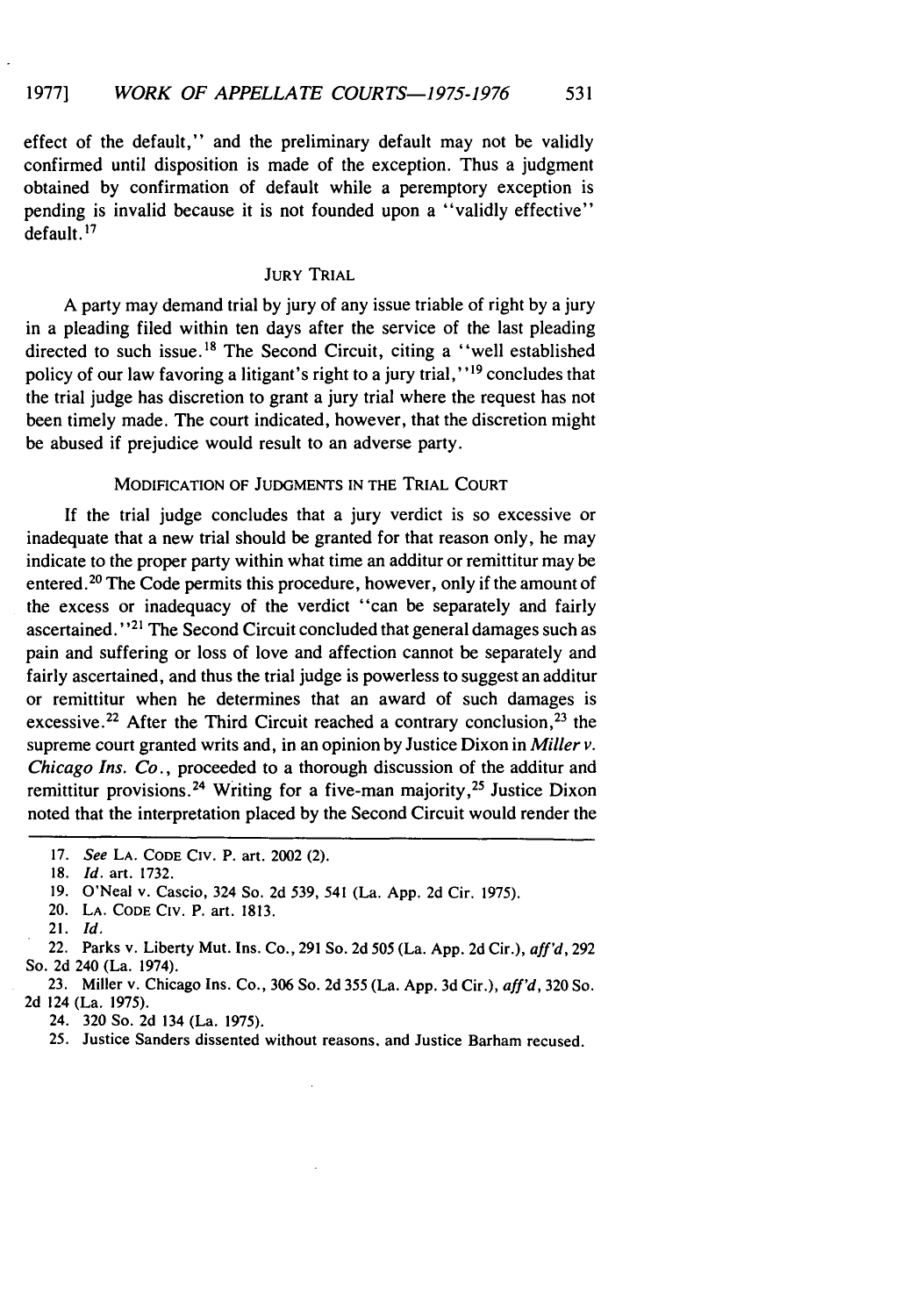effect of the default," and the preliminary default may not be validly confirmed until disposition is made of the exception. Thus a judgment obtained by confirmation of default while a peremptory exception is pending is invalid because it is not founded upon a "validly effective" default.[17]

## JURY TRIAL

A party may demand trial by jury of any issue triable of right by a jury in a pleading filed within ten days after the service of the last pleading directed to such issue.[18] The Second Circuit, citing a "well established policy of our law favoring a litigant's right to a jury trial,"[19] concludes that the trial judge has discretion to grant a jury trial where the request has not been timely made. The court indicated, however, that the discretion might be abused if prejudice would result to an adverse party.

## MODIFICATION OF JUDGMENTS IN THE TRIAL COURT

If the trial judge concludes that a jury verdict is so excessive or inadequate that a new trial should be granted for that reason only, he may indicate to the proper party within what time an additur or remittitur may be entered.[20] The Code permits this procedure, however, only if the amount of the excess or inadequacy of the verdict "can be separately and fairly ascertained."[21] The Second Circuit concluded that general damages such as pain and suffering or loss of love and affection cannot be separately and fairly ascertained, and thus the trial judge is powerless to suggest an additur or remittitur when he determines that an award of such damages is excessive.[22] After the Third Circuit reached a contrary conclusion,[23] the supreme court granted writs and, in an opinion by Justice Dixon in *Miller v. Chicago Ins. Co.*, proceeded to a thorough discussion of the additur and remittitur provisions.[24] Writing for a five-man majority,[25] Justice Dixon noted that the interpretation placed by the Second Circuit would render the

---

17. *See* LA. CODE CIV. P. art. 2002 (2).

18. *Id.* art. 1732.

19. O'Neal v. Cascio, 324 So. 2d 539, 541 (La. App. 2d Cir. 1975).

20. LA. CODE CIV. P. art. 1813.

21. *Id.*

22. Parks v. Liberty Mut. Ins. Co., 291 So. 2d 505 (La. App. 2d Cir.), *aff'd*, 292 So. 2d 240 (La. 1974).

23. Miller v. Chicago Ins. Co., 306 So. 2d 355 (La. App. 3d Cir.), *aff'd*, 320 So. 2d 124 (La. 1975).

24. 320 So. 2d 134 (La. 1975).

25. Justice Sanders dissented without reasons, and Justice Barham recused.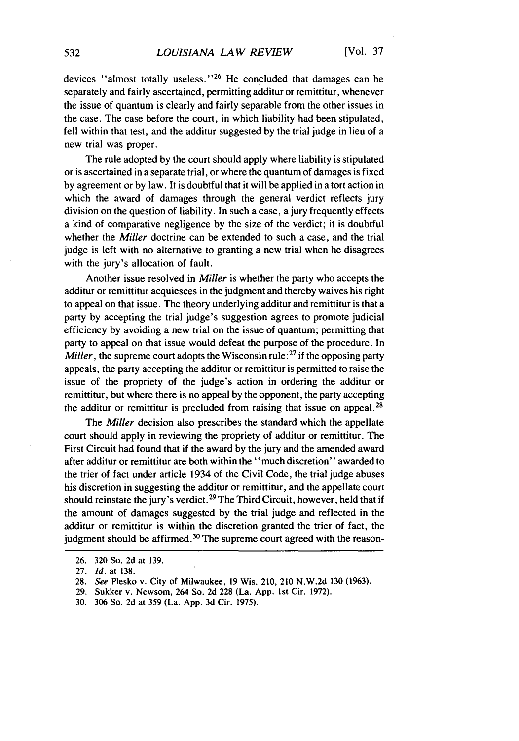devices "almost totally useless."[26] He concluded that damages can be separately and fairly ascertained, permitting additur or remittitur, whenever the issue of quantum is clearly and fairly separable from the other issues in the case. The case before the court, in which liability had been stipulated, fell within that test, and the additur suggested by the trial judge in lieu of a new trial was proper.

The rule adopted by the court should apply where liability is stipulated or is ascertained in a separate trial, or where the quantum of damages is fixed by agreement or by law. It is doubtful that it will be applied in a tort action in which the award of damages through the general verdict reflects jury division on the question of liability. In such a case, a jury frequently effects a kind of comparative negligence by the size of the verdict; it is doubtful whether the *Miller* doctrine can be extended to such a case, and the trial judge is left with no alternative to granting a new trial when he disagrees with the jury's allocation of fault.

Another issue resolved in *Miller* is whether the party who accepts the additur or remittitur acquiesces in the judgment and thereby waives his right to appeal on that issue. The theory underlying additur and remittitur is that a party by accepting the trial judge's suggestion agrees to promote judicial efficiency by avoiding a new trial on the issue of quantum; permitting that party to appeal on that issue would defeat the purpose of the procedure. In *Miller*, the supreme court adopts the Wisconsin rule:[27] if the opposing party appeals, the party accepting the additur or remittitur is permitted to raise the issue of the propriety of the judge's action in ordering the additur or remittitur, but where there is no appeal by the opponent, the party accepting the additur or remittitur is precluded from raising that issue on appeal.[28]

The *Miller* decision also prescribes the standard which the appellate court should apply in reviewing the propriety of additur or remittitur. The First Circuit had found that if the award by the jury and the amended award after additur or remittitur are both within the "much discretion" awarded to the trier of fact under article 1934 of the Civil Code, the trial judge abuses his discretion in suggesting the additur or remittitur, and the appellate court should reinstate the jury's verdict.[29] The Third Circuit, however, held that if the amount of damages suggested by the trial judge and reflected in the additur or remittitur is within the discretion granted the trier of fact, the judgment should be affirmed.[30] The supreme court agreed with the reason-

---

26. 320 So. 2d at 139.
27. *Id.* at 138.
28. *See* Plesko v. City of Milwaukee, 19 Wis. 210, 210 N.W.2d 130 (1963).
29. Sukker v. Newsom, 264 So. 2d 228 (La. App. 1st Cir. 1972).
30. 306 So. 2d at 359 (La. App. 3d Cir. 1975).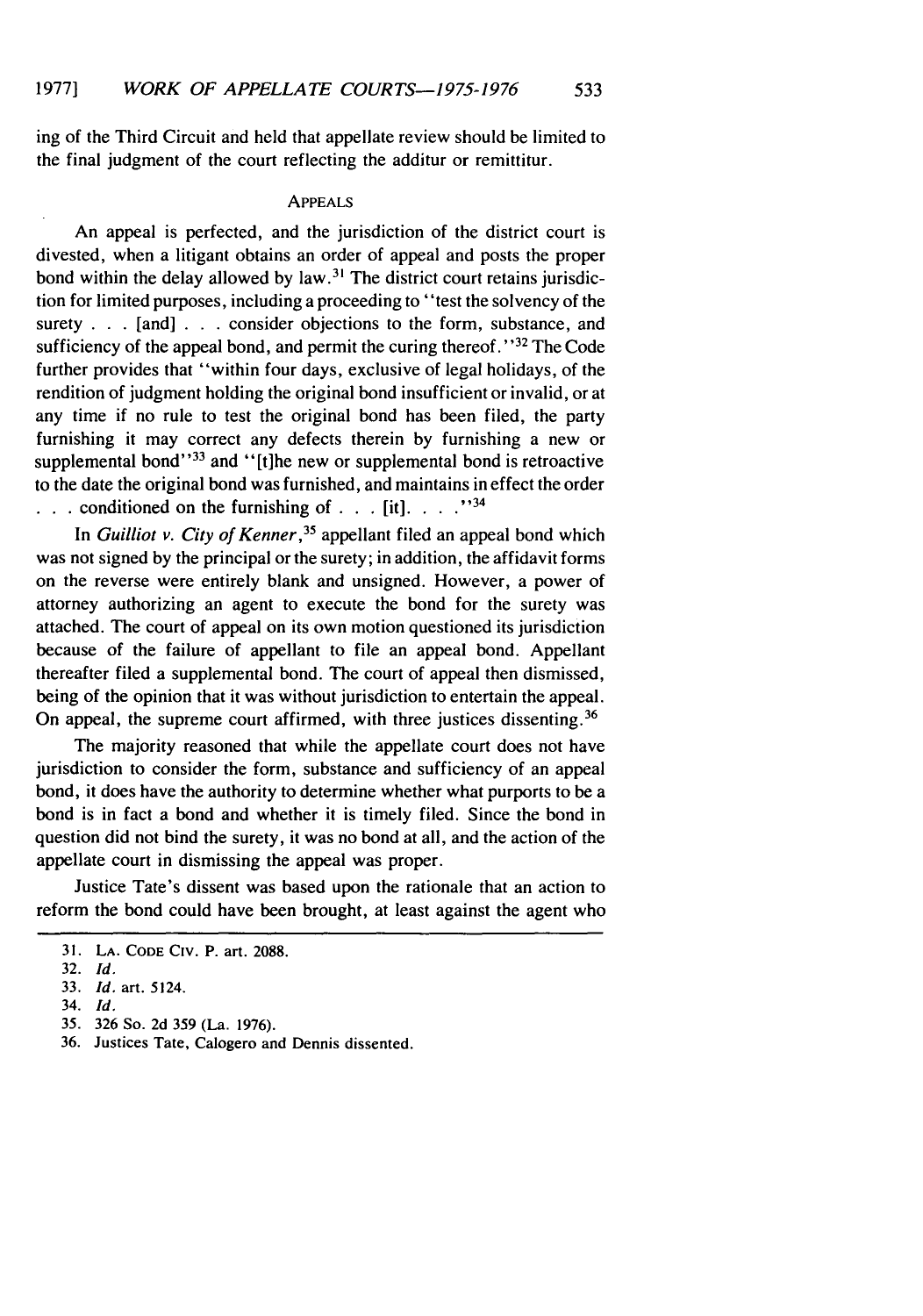ing of the Third Circuit and held that appellate review should be limited to the final judgment of the court reflecting the additur or remittitur.

## APPEALS

An appeal is perfected, and the jurisdiction of the district court is divested, when a litigant obtains an order of appeal and posts the proper bond within the delay allowed by law.[31] The district court retains jurisdiction for limited purposes, including a proceeding to "test the solvency of the surety . . . [and] . . . consider objections to the form, substance, and sufficiency of the appeal bond, and permit the curing thereof."[32] The Code further provides that "within four days, exclusive of legal holidays, of the rendition of judgment holding the original bond insufficient or invalid, or at any time if no rule to test the original bond has been filed, the party furnishing it may correct any defects therein by furnishing a new or supplemental bond"[33] and "[t]he new or supplemental bond is retroactive to the date the original bond was furnished, and maintains in effect the order . . . conditioned on the furnishing of . . . [it]. . . ."[34]

In *Guilliot v. City of Kenner*,[35] appellant filed an appeal bond which was not signed by the principal or the surety; in addition, the affidavit forms on the reverse were entirely blank and unsigned. However, a power of attorney authorizing an agent to execute the bond for the surety was attached. The court of appeal on its own motion questioned its jurisdiction because of the failure of appellant to file an appeal bond. Appellant thereafter filed a supplemental bond. The court of appeal then dismissed, being of the opinion that it was without jurisdiction to entertain the appeal. On appeal, the supreme court affirmed, with three justices dissenting.[36]

The majority reasoned that while the appellate court does not have jurisdiction to consider the form, substance and sufficiency of an appeal bond, it does have the authority to determine whether what purports to be a bond is in fact a bond and whether it is timely filed. Since the bond in question did not bind the surety, it was no bond at all, and the action of the appellate court in dismissing the appeal was proper.

Justice Tate's dissent was based upon the rationale that an action to reform the bond could have been brought, at least against the agent who

---

31. LA. CODE CIV. P. art. 2088.
32. *Id.*
33. *Id.* art. 5124.
34. *Id.*
35. 326 So. 2d 359 (La. 1976).
36. Justices Tate, Calogero and Dennis dissented.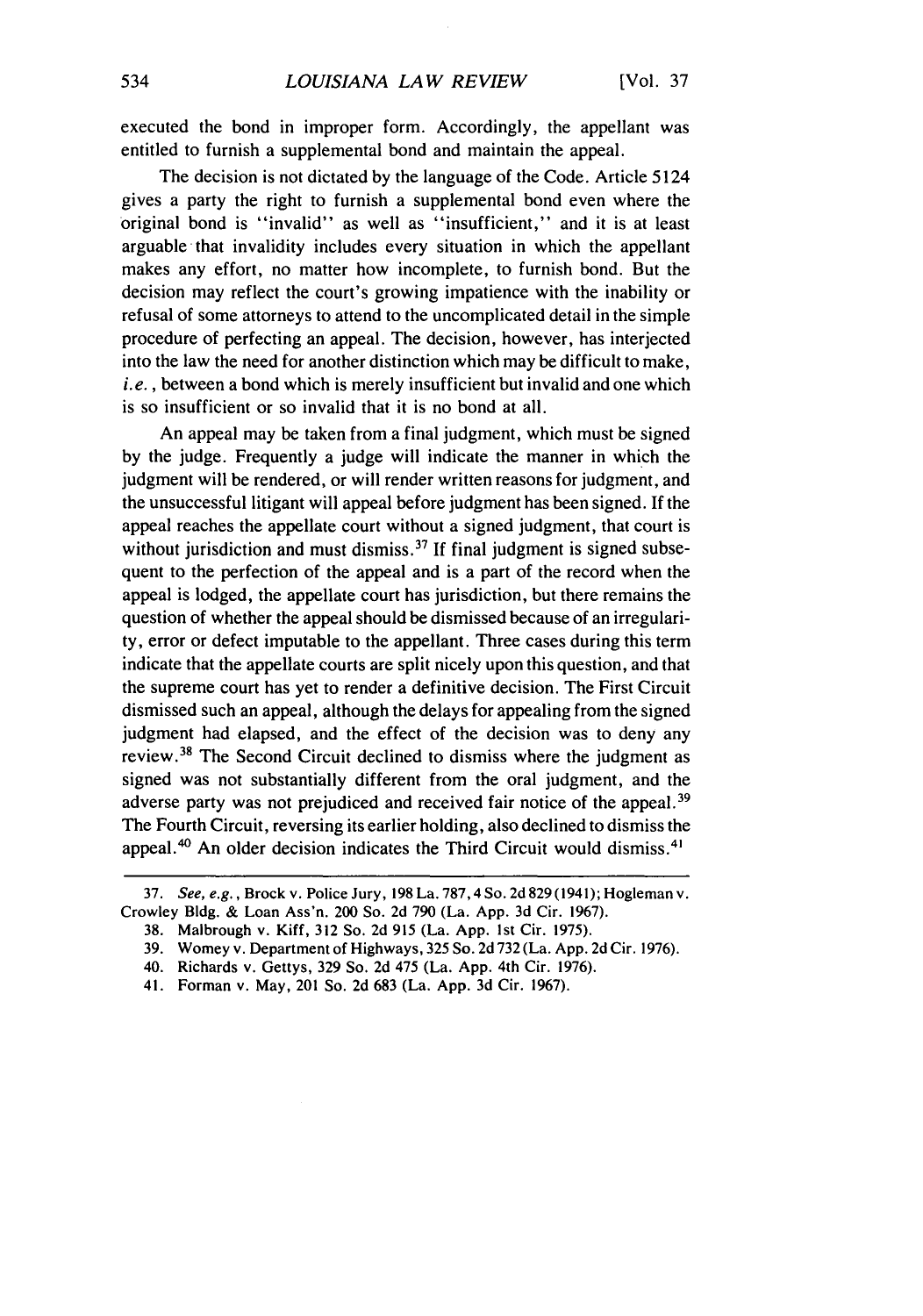executed the bond in improper form. Accordingly, the appellant was entitled to furnish a supplemental bond and maintain the appeal.

The decision is not dictated by the language of the Code. Article 5124 gives a party the right to furnish a supplemental bond even where the original bond is "invalid" as well as "insufficient," and it is at least arguable that invalidity includes every situation in which the appellant makes any effort, no matter how incomplete, to furnish bond. But the decision may reflect the court's growing impatience with the inability or refusal of some attorneys to attend to the uncomplicated detail in the simple procedure of perfecting an appeal. The decision, however, has interjected into the law the need for another distinction which may be difficult to make, *i.e.*, between a bond which is merely insufficient but invalid and one which is so insufficient or so invalid that it is no bond at all.

An appeal may be taken from a final judgment, which must be signed by the judge. Frequently a judge will indicate the manner in which the judgment will be rendered, or will render written reasons for judgment, and the unsuccessful litigant will appeal before judgment has been signed. If the appeal reaches the appellate court without a signed judgment, that court is without jurisdiction and must dismiss.[37] If final judgment is signed subsequent to the perfection of the appeal and is a part of the record when the appeal is lodged, the appellate court has jurisdiction, but there remains the question of whether the appeal should be dismissed because of an irregularity, error or defect imputable to the appellant. Three cases during this term indicate that the appellate courts are split nicely upon this question, and that the supreme court has yet to render a definitive decision. The First Circuit dismissed such an appeal, although the delays for appealing from the signed judgment had elapsed, and the effect of the decision was to deny any review.[38] The Second Circuit declined to dismiss where the judgment as signed was not substantially different from the oral judgment, and the adverse party was not prejudiced and received fair notice of the appeal.[39] The Fourth Circuit, reversing its earlier holding, also declined to dismiss the appeal.[40] An older decision indicates the Third Circuit would dismiss.[41]

---

37. *See, e.g.*, Brock v. Police Jury, 198 La. 787, 4 So. 2d 829 (1941); Hogleman v. Crowley Bldg. & Loan Ass'n. 200 So. 2d 790 (La. App. 3d Cir. 1967).

38. Malbrough v. Kiff, 312 So. 2d 915 (La. App. 1st Cir. 1975).

39. Womey v. Department of Highways, 325 So. 2d 732 (La. App. 2d Cir. 1976).

40. Richards v. Gettys, 329 So. 2d 475 (La. App. 4th Cir. 1976).

41. Forman v. May, 201 So. 2d 683 (La. App. 3d Cir. 1967).